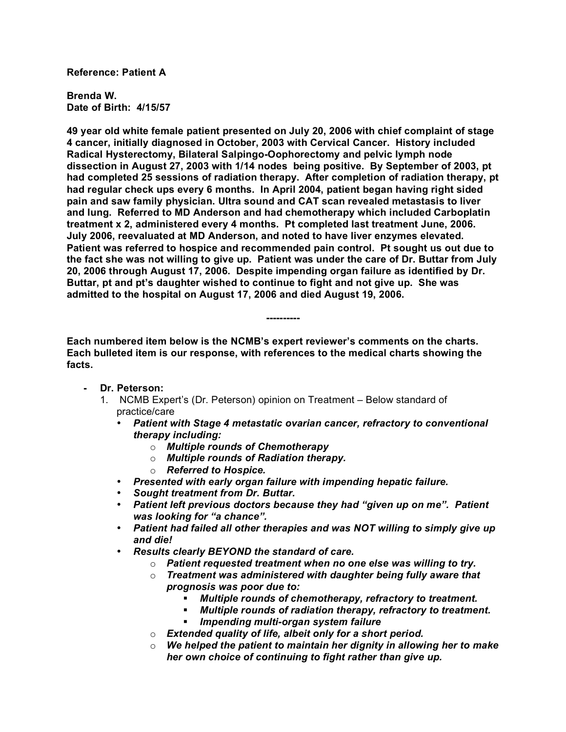**Reference: Patient A**

**Brenda W.**
**Date of Birth: 4/15/57**

**49 year old white female patient presented on July 20, 2006 with chief complaint of stage 4 cancer, initially diagnosed in October, 2003 with Cervical Cancer. History included Radical Hysterectomy, Bilateral Salpingo-Oophorectomy and pelvic lymph node dissection in August 27, 2003 with 1/14 nodes being positive. By September of 2003, pt had completed 25 sessions of radiation therapy. After completion of radiation therapy, pt had regular check ups every 6 months. In April 2004, patient began having right sided pain and saw family physician. Ultra sound and CAT scan revealed metastasis to liver and lung. Referred to MD Anderson and had chemotherapy which included Carboplatin treatment x 2, administered every 4 months. Pt completed last treatment June, 2006. July 2006, reevaluated at MD Anderson, and noted to have liver enzymes elevated. Patient was referred to hospice and recommended pain control. Pt sought us out due to the fact she was not willing to give up. Patient was under the care of Dr. Buttar from July 20, 2006 through August 17, 2006. Despite impending organ failure as identified by Dr. Buttar, pt and pt's daughter wished to continue to fight and not give up. She was admitted to the hospital on August 17, 2006 and died August 19, 2006.**

**----------**

**Each numbered item below is the NCMB's expert reviewer's comments on the charts. Each bulleted item is our response, with references to the medical charts showing the facts.**

- **Dr. Peterson:**
  1. **NCMB Expert's (Dr. Peterson) opinion on Treatment – Below standard of practice/care**
     - ***Patient with Stage 4 metastatic ovarian cancer, refractory to conventional therapy including:***
       - ***Multiple rounds of Chemotherapy***
       - ***Multiple rounds of Radiation therapy.***
       - ***Referred to Hospice.***
     - ***Presented with early organ failure with impending hepatic failure.***
     - ***Sought treatment from Dr. Buttar.***
     - ***Patient left previous doctors because they had "given up on me". Patient was looking for "a chance".***
     - ***Patient had failed all other therapies and was NOT willing to simply give up and die!***
     - ***Results clearly BEYOND the standard of care.***
       - ***Patient requested treatment when no one else was willing to try.***
       - ***Treatment was administered with daughter being fully aware that prognosis was poor due to:***
         - ***Multiple rounds of chemotherapy, refractory to treatment.***
         - ***Multiple rounds of radiation therapy, refractory to treatment.***
         - ***Impending multi-organ system failure***
       - ***Extended quality of life, albeit only for a short period.***
       - ***We helped the patient to maintain her dignity in allowing her to make her own choice of continuing to fight rather than give up.***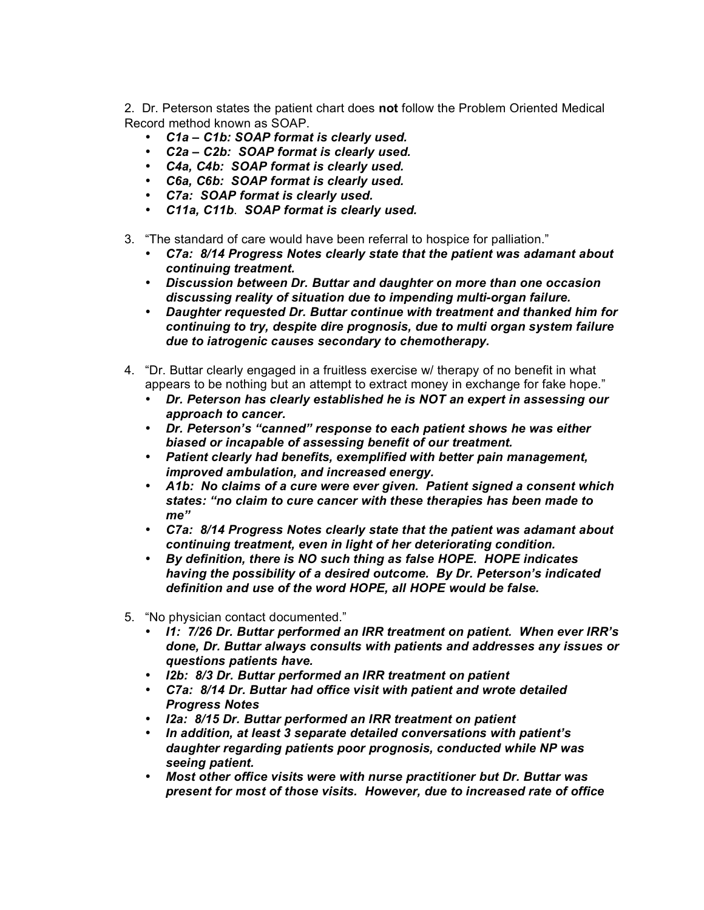2. Dr. Peterson states the patient chart does **not** follow the Problem Oriented Medical Record method known as SOAP.

- ***C1a – C1b: SOAP format is clearly used.***
- ***C2a – C2b: SOAP format is clearly used.***
- ***C4a, C4b: SOAP format is clearly used.***
- ***C6a, C6b: SOAP format is clearly used.***
- ***C7a: SOAP format is clearly used.***
- ***C11a, C11b. SOAP format is clearly used.***

3. "The standard of care would have been referral to hospice for palliation."

- ***C7a: 8/14 Progress Notes clearly state that the patient was adamant about continuing treatment.***
- ***Discussion between Dr. Buttar and daughter on more than one occasion discussing reality of situation due to impending multi-organ failure.***
- ***Daughter requested Dr. Buttar continue with treatment and thanked him for continuing to try, despite dire prognosis, due to multi organ system failure due to iatrogenic causes secondary to chemotherapy.***

4. "Dr. Buttar clearly engaged in a fruitless exercise w/ therapy of no benefit in what appears to be nothing but an attempt to extract money in exchange for fake hope."

- ***Dr. Peterson has clearly established he is NOT an expert in assessing our approach to cancer.***
- ***Dr. Peterson's "canned" response to each patient shows he was either biased or incapable of assessing benefit of our treatment.***
- ***Patient clearly had benefits, exemplified with better pain management, improved ambulation, and increased energy.***
- ***A1b: No claims of a cure were ever given. Patient signed a consent which states: "no claim to cure cancer with these therapies has been made to me"***
- ***C7a: 8/14 Progress Notes clearly state that the patient was adamant about continuing treatment, even in light of her deteriorating condition.***
- ***By definition, there is NO such thing as false HOPE. HOPE indicates having the possibility of a desired outcome. By Dr. Peterson's indicated definition and use of the word HOPE, all HOPE would be false.***

5. "No physician contact documented."

- ***I1: 7/26 Dr. Buttar performed an IRR treatment on patient. When ever IRR's done, Dr. Buttar always consults with patients and addresses any issues or questions patients have.***
- ***I2b: 8/3 Dr. Buttar performed an IRR treatment on patient***
- ***C7a: 8/14 Dr. Buttar had office visit with patient and wrote detailed Progress Notes***
- ***I2a: 8/15 Dr. Buttar performed an IRR treatment on patient***
- ***In addition, at least 3 separate detailed conversations with patient's daughter regarding patients poor prognosis, conducted while NP was seeing patient.***
- ***Most other office visits were with nurse practitioner but Dr. Buttar was present for most of those visits. However, due to increased rate of office***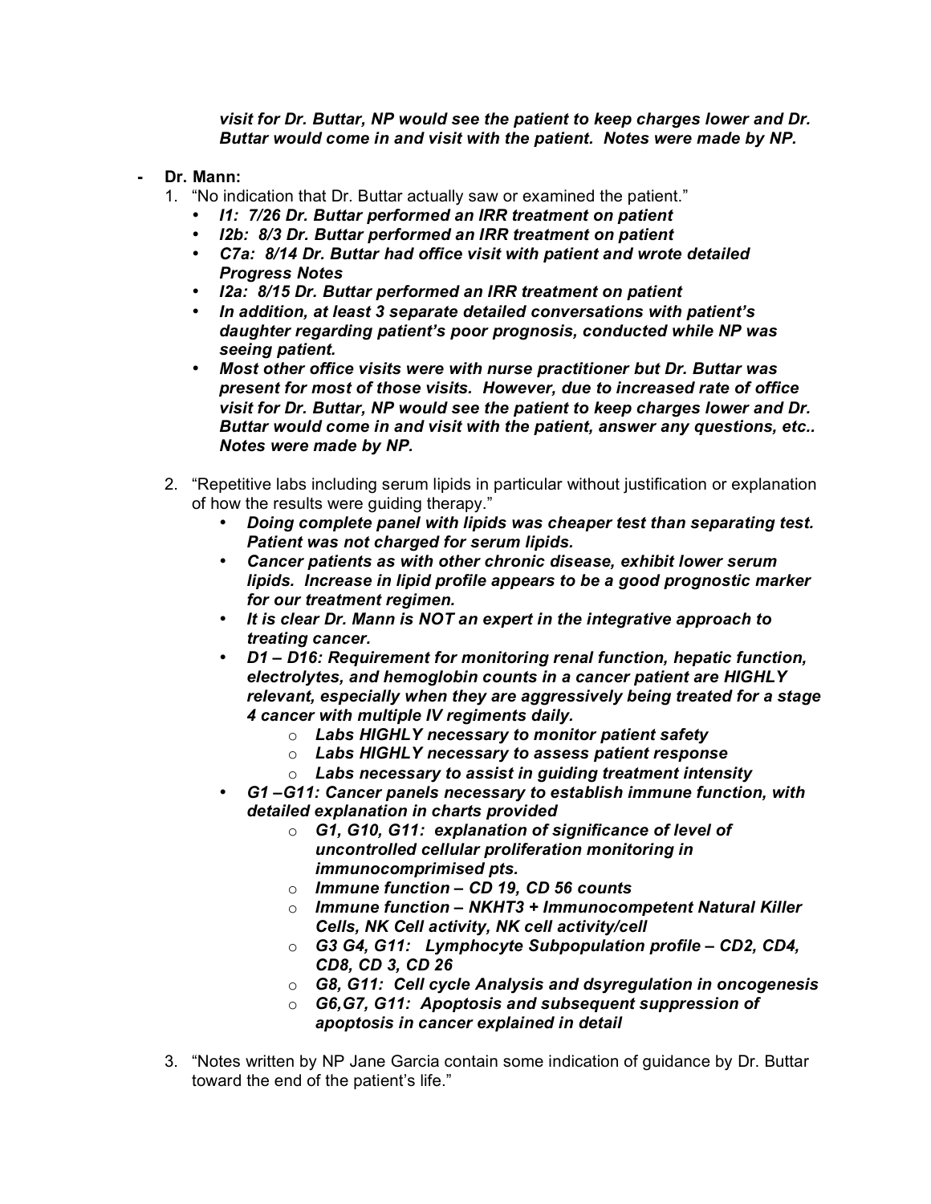***visit for Dr. Buttar, NP would see the patient to keep charges lower and Dr. Buttar would come in and visit with the patient. Notes were made by NP.***

- **Dr. Mann:**
  1. "No indication that Dr. Buttar actually saw or examined the patient."
     - ***I1: 7/26 Dr. Buttar performed an IRR treatment on patient***
     - ***I2b: 8/3 Dr. Buttar performed an IRR treatment on patient***
     - ***C7a: 8/14 Dr. Buttar had office visit with patient and wrote detailed Progress Notes***
     - ***I2a: 8/15 Dr. Buttar performed an IRR treatment on patient***
     - ***In addition, at least 3 separate detailed conversations with patient's daughter regarding patient's poor prognosis, conducted while NP was seeing patient.***
     - ***Most other office visits were with nurse practitioner but Dr. Buttar was present for most of those visits. However, due to increased rate of office visit for Dr. Buttar, NP would see the patient to keep charges lower and Dr. Buttar would come in and visit with the patient, answer any questions, etc.. Notes were made by NP.***

  2. "Repetitive labs including serum lipids in particular without justification or explanation of how the results were guiding therapy."
     - ***Doing complete panel with lipids was cheaper test than separating test. Patient was not charged for serum lipids.***
     - ***Cancer patients as with other chronic disease, exhibit lower serum lipids. Increase in lipid profile appears to be a good prognostic marker for our treatment regimen.***
     - ***It is clear Dr. Mann is NOT an expert in the integrative approach to treating cancer.***
     - ***D1 – D16: Requirement for monitoring renal function, hepatic function, electrolytes, and hemoglobin counts in a cancer patient are HIGHLY relevant, especially when they are aggressively being treated for a stage 4 cancer with multiple IV regiments daily.***
       - ***Labs HIGHLY necessary to monitor patient safety***
       - ***Labs HIGHLY necessary to assess patient response***
       - ***Labs necessary to assist in guiding treatment intensity***
     - ***G1 –G11: Cancer panels necessary to establish immune function, with detailed explanation in charts provided***
       - ***G1, G10, G11: explanation of significance of level of uncontrolled cellular proliferation monitoring in immunocomprimised pts.***
       - ***Immune function – CD 19, CD 56 counts***
       - ***Immune function – NKHT3 + Immunocompetent Natural Killer Cells, NK Cell activity, NK cell activity/cell***
       - ***G3 G4, G11: Lymphocyte Subpopulation profile – CD2, CD4, CD8, CD 3, CD 26***
       - ***G8, G11: Cell cycle Analysis and dsyregulation in oncogenesis***
       - ***G6,G7, G11: Apoptosis and subsequent suppression of apoptosis in cancer explained in detail***

  3. "Notes written by NP Jane Garcia contain some indication of guidance by Dr. Buttar toward the end of the patient's life."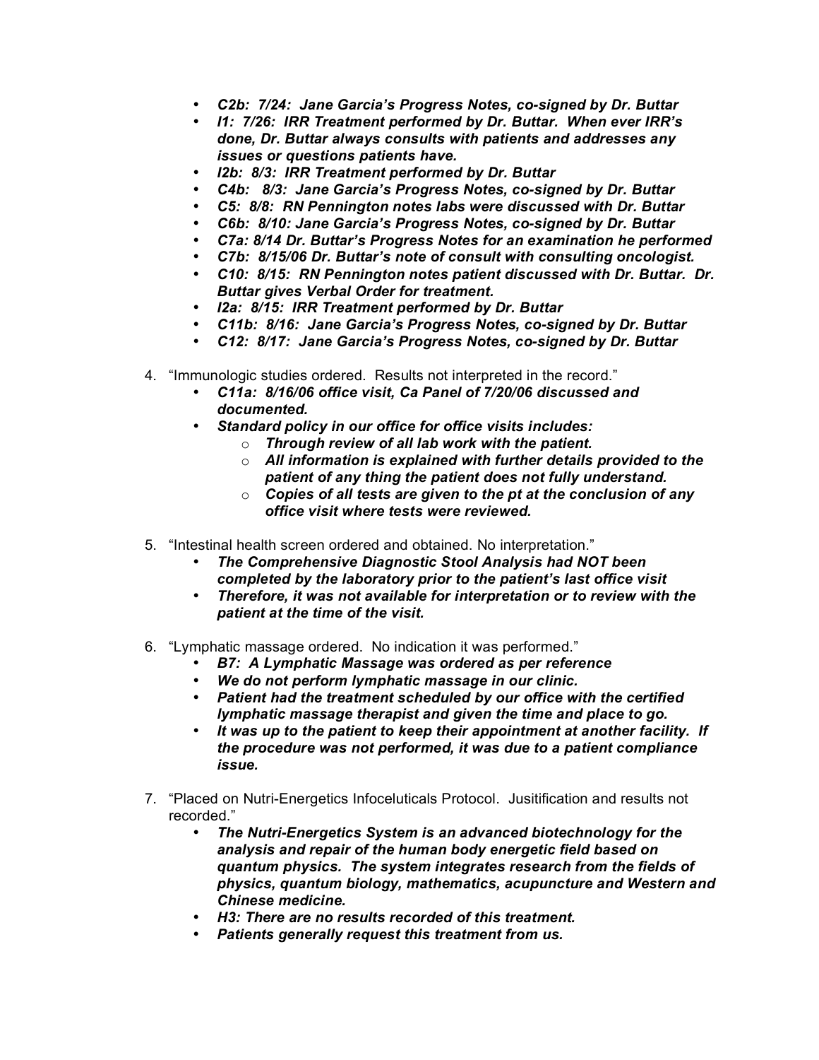- ***C2b: 7/24: Jane Garcia's Progress Notes, co-signed by Dr. Buttar***
- ***I1: 7/26: IRR Treatment performed by Dr. Buttar. When ever IRR's done, Dr. Buttar always consults with patients and addresses any issues or questions patients have.***
- ***I2b: 8/3: IRR Treatment performed by Dr. Buttar***
- ***C4b: 8/3: Jane Garcia's Progress Notes, co-signed by Dr. Buttar***
- ***C5: 8/8: RN Pennington notes labs were discussed with Dr. Buttar***
- ***C6b: 8/10: Jane Garcia's Progress Notes, co-signed by Dr. Buttar***
- ***C7a: 8/14 Dr. Buttar's Progress Notes for an examination he performed***
- ***C7b: 8/15/06 Dr. Buttar's note of consult with consulting oncologist.***
- ***C10: 8/15: RN Pennington notes patient discussed with Dr. Buttar. Dr. Buttar gives Verbal Order for treatment.***
- ***I2a: 8/15: IRR Treatment performed by Dr. Buttar***
- ***C11b: 8/16: Jane Garcia's Progress Notes, co-signed by Dr. Buttar***
- ***C12: 8/17: Jane Garcia's Progress Notes, co-signed by Dr. Buttar***

4. "Immunologic studies ordered. Results not interpreted in the record."
   - ***C11a: 8/16/06 office visit, Ca Panel of 7/20/06 discussed and documented.***
   - ***Standard policy in our office for office visits includes:***
     - ***Through review of all lab work with the patient.***
     - ***All information is explained with further details provided to the patient of any thing the patient does not fully understand.***
     - ***Copies of all tests are given to the pt at the conclusion of any office visit where tests were reviewed.***

5. "Intestinal health screen ordered and obtained. No interpretation."
   - ***The Comprehensive Diagnostic Stool Analysis had NOT been completed by the laboratory prior to the patient's last office visit***
   - ***Therefore, it was not available for interpretation or to review with the patient at the time of the visit.***

6. "Lymphatic massage ordered. No indication it was performed."
   - ***B7: A Lymphatic Massage was ordered as per reference***
   - ***We do not perform lymphatic massage in our clinic.***
   - ***Patient had the treatment scheduled by our office with the certified lymphatic massage therapist and given the time and place to go.***
   - ***It was up to the patient to keep their appointment at another facility. If the procedure was not performed, it was due to a patient compliance issue.***

7. "Placed on Nutri-Energetics Infoceluticals Protocol. Jusitification and results not recorded."
   - ***The Nutri-Energetics System is an advanced biotechnology for the analysis and repair of the human body energetic field based on quantum physics. The system integrates research from the fields of physics, quantum biology, mathematics, acupuncture and Western and Chinese medicine.***
   - ***H3: There are no results recorded of this treatment.***
   - ***Patients generally request this treatment from us.***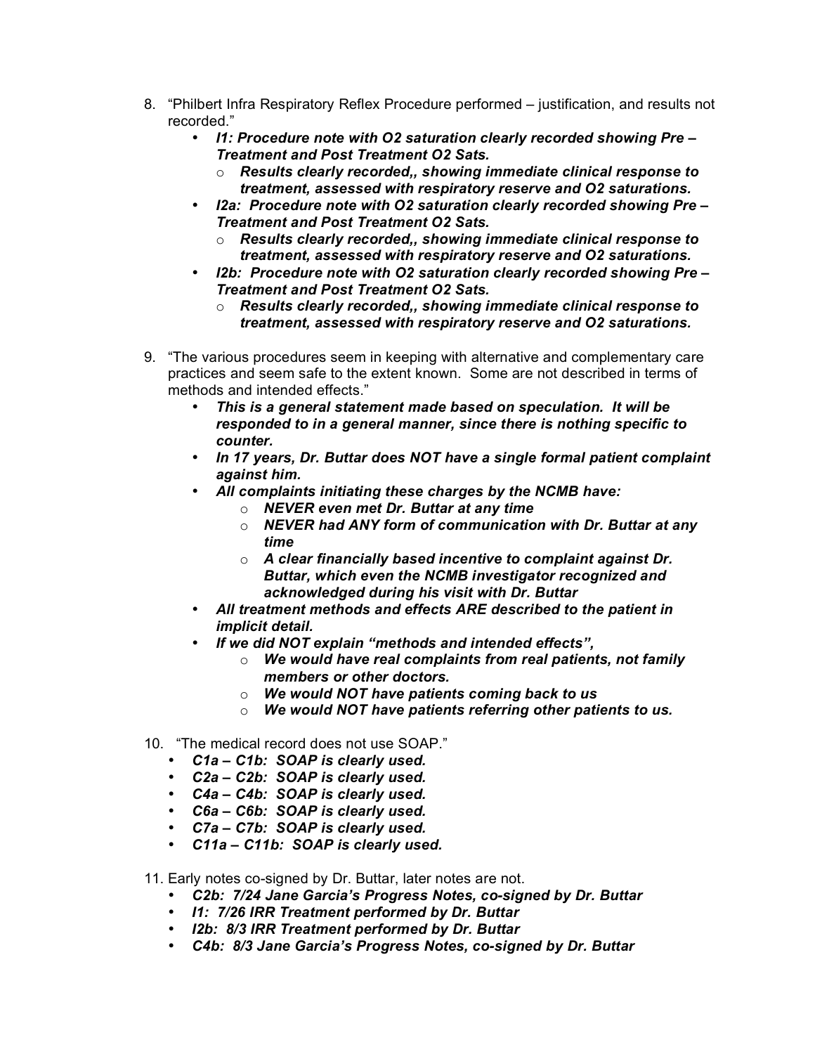8. "Philbert Infra Respiratory Reflex Procedure performed – justification, and results not recorded."
   - ***I1: Procedure note with O2 saturation clearly recorded showing Pre – Treatment and Post Treatment O2 Sats.***
     - ***Results clearly recorded,, showing immediate clinical response to treatment, assessed with respiratory reserve and O2 saturations.***
   - ***I2a: Procedure note with O2 saturation clearly recorded showing Pre – Treatment and Post Treatment O2 Sats.***
     - ***Results clearly recorded,, showing immediate clinical response to treatment, assessed with respiratory reserve and O2 saturations.***
   - ***I2b: Procedure note with O2 saturation clearly recorded showing Pre – Treatment and Post Treatment O2 Sats.***
     - ***Results clearly recorded,, showing immediate clinical response to treatment, assessed with respiratory reserve and O2 saturations.***

9. "The various procedures seem in keeping with alternative and complementary care practices and seem safe to the extent known. Some are not described in terms of methods and intended effects."
   - ***This is a general statement made based on speculation. It will be responded to in a general manner, since there is nothing specific to counter.***
   - ***In 17 years, Dr. Buttar does NOT have a single formal patient complaint against him.***
   - ***All complaints initiating these charges by the NCMB have:***
     - ***NEVER even met Dr. Buttar at any time***
     - ***NEVER had ANY form of communication with Dr. Buttar at any time***
     - ***A clear financially based incentive to complaint against Dr. Buttar, which even the NCMB investigator recognized and acknowledged during his visit with Dr. Buttar***
   - ***All treatment methods and effects ARE described to the patient in implicit detail.***
   - ***If we did NOT explain "methods and intended effects",***
     - ***We would have real complaints from real patients, not family members or other doctors.***
     - ***We would NOT have patients coming back to us***
     - ***We would NOT have patients referring other patients to us.***

10. "The medical record does not use SOAP."
    - ***C1a – C1b: SOAP is clearly used.***
    - ***C2a – C2b: SOAP is clearly used.***
    - ***C4a – C4b: SOAP is clearly used.***
    - ***C6a – C6b: SOAP is clearly used.***
    - ***C7a – C7b: SOAP is clearly used.***
    - ***C11a – C11b: SOAP is clearly used.***

11. Early notes co-signed by Dr. Buttar, later notes are not.
    - ***C2b: 7/24 Jane Garcia's Progress Notes, co-signed by Dr. Buttar***
    - ***I1: 7/26 IRR Treatment performed by Dr. Buttar***
    - ***I2b: 8/3 IRR Treatment performed by Dr. Buttar***
    - ***C4b: 8/3 Jane Garcia's Progress Notes, co-signed by Dr. Buttar***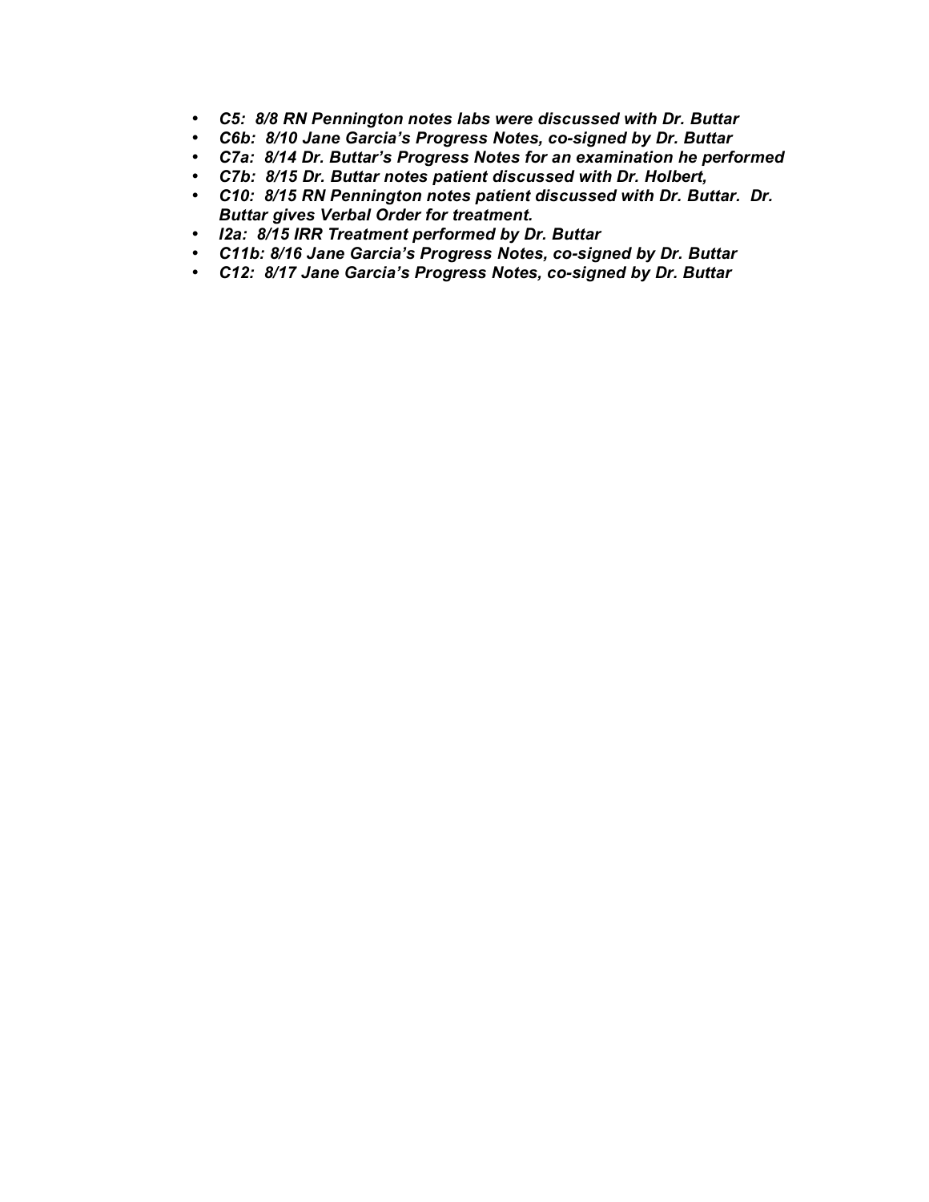- ***C5:  8/8 RN Pennington notes labs were discussed with Dr. Buttar***
- ***C6b:  8/10 Jane Garcia's Progress Notes, co-signed by Dr. Buttar***
- ***C7a:  8/14 Dr. Buttar's Progress Notes for an examination he performed***
- ***C7b:  8/15 Dr. Buttar notes patient discussed with Dr. Holbert,***
- ***C10:  8/15 RN Pennington notes patient discussed with Dr. Buttar.  Dr. Buttar gives Verbal Order for treatment.***
- ***I2a:  8/15 IRR Treatment performed by Dr. Buttar***
- ***C11b: 8/16 Jane Garcia's Progress Notes, co-signed by Dr. Buttar***
- ***C12:  8/17 Jane Garcia's Progress Notes, co-signed by Dr. Buttar***